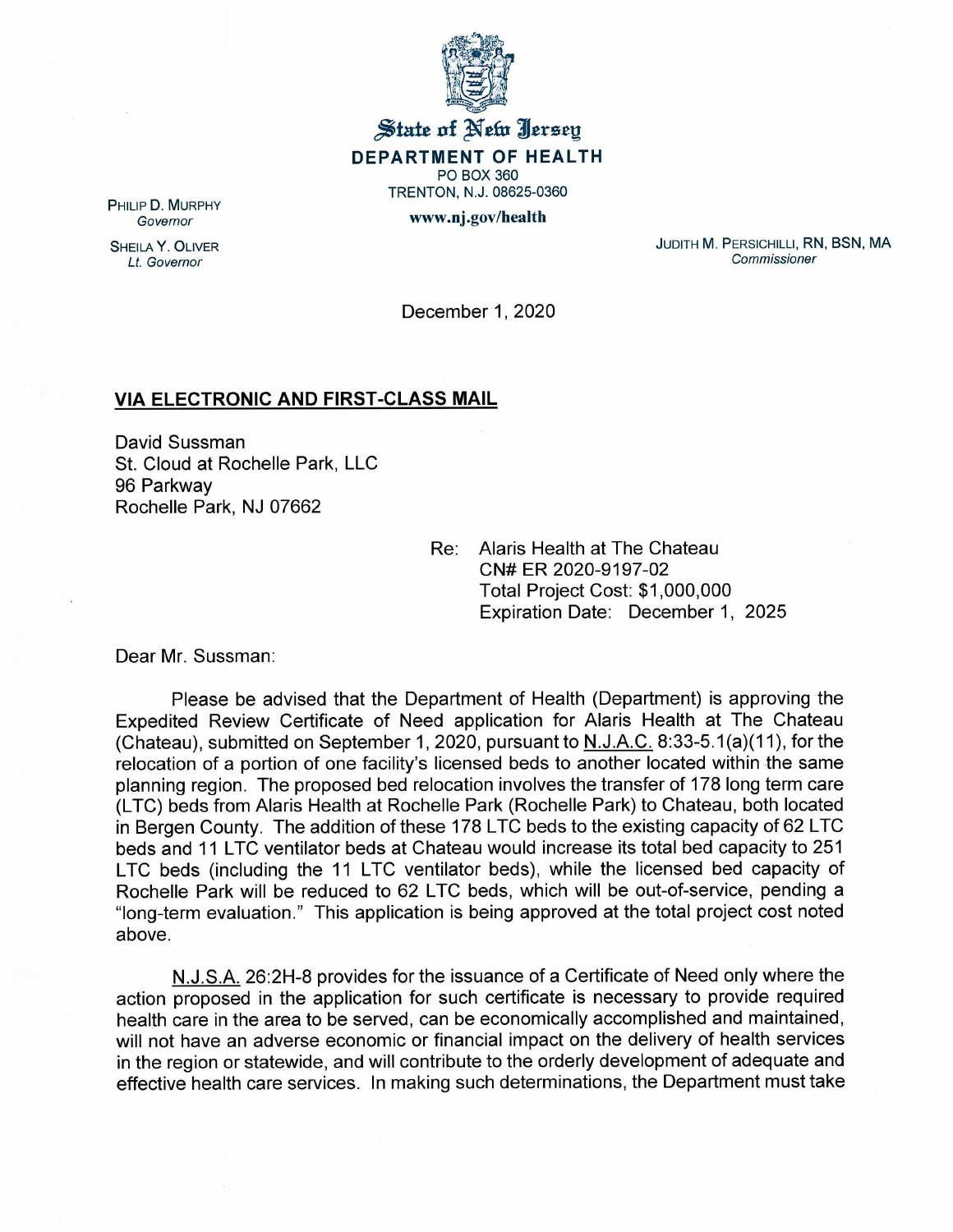State of New Jersey
**DEPARTMENT OF HEALTH**
PO BOX 360
TRENTON, N.J. 08625-0360
**www.nj.gov/health**

PHILIP D. MURPHY
*Governor*

SHEILA Y. OLIVER
*Lt. Governor*

JUDITH M. PERSICHILLI, RN, BSN, MA
*Commissioner*

December 1, 2020

**VIA ELECTRONIC AND FIRST-CLASS MAIL**

David Sussman
St. Cloud at Rochelle Park, LLC
96 Parkway
Rochelle Park, NJ 07662

Re: Alaris Health at The Chateau
CN# ER 2020-9197-02
Total Project Cost: $1,000,000
Expiration Date: December 1, 2025

Dear Mr. Sussman:

Please be advised that the Department of Health (Department) is approving the Expedited Review Certificate of Need application for Alaris Health at The Chateau (Chateau), submitted on September 1, 2020, pursuant to N.J.A.C. 8:33-5.1(a)(11), for the relocation of a portion of one facility's licensed beds to another located within the same planning region. The proposed bed relocation involves the transfer of 178 long term care (LTC) beds from Alaris Health at Rochelle Park (Rochelle Park) to Chateau, both located in Bergen County. The addition of these 178 LTC beds to the existing capacity of 62 LTC beds and 11 LTC ventilator beds at Chateau would increase its total bed capacity to 251 LTC beds (including the 11 LTC ventilator beds), while the licensed bed capacity of Rochelle Park will be reduced to 62 LTC beds, which will be out-of-service, pending a "long-term evaluation." This application is being approved at the total project cost noted above.

N.J.S.A. 26:2H-8 provides for the issuance of a Certificate of Need only where the action proposed in the application for such certificate is necessary to provide required health care in the area to be served, can be economically accomplished and maintained, will not have an adverse economic or financial impact on the delivery of health services in the region or statewide, and will contribute to the orderly development of adequate and effective health care services. In making such determinations, the Department must take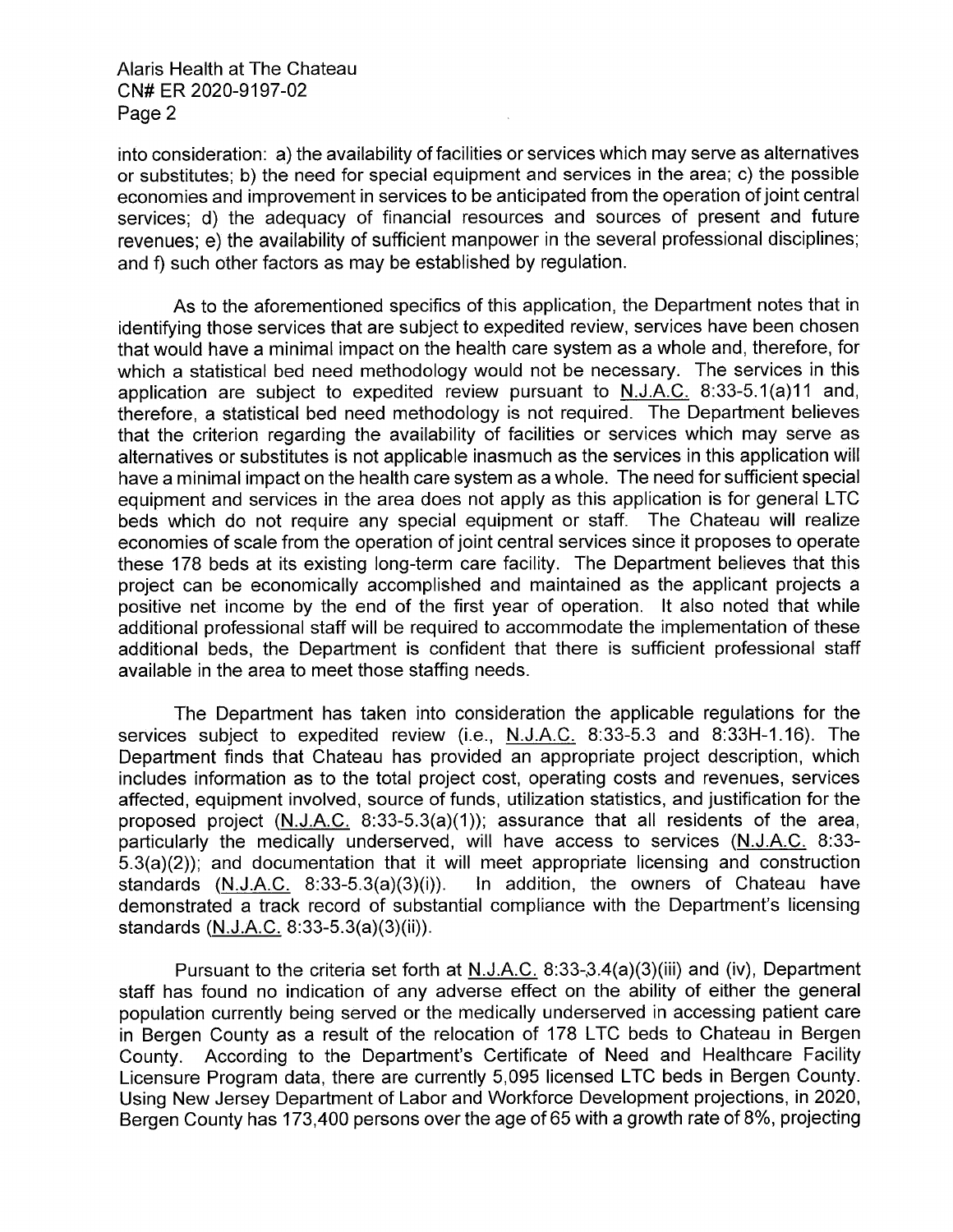into consideration: a) the availability of facilities or services which may serve as alternatives or substitutes; b) the need for special equipment and services in the area; c) the possible economies and improvement in services to be anticipated from the operation of joint central services; d) the adequacy of financial resources and sources of present and future revenues; e) the availability of sufficient manpower in the several professional disciplines; and f) such other factors as may be established by regulation.

As to the aforementioned specifics of this application, the Department notes that in identifying those services that are subject to expedited review, services have been chosen that would have a minimal impact on the health care system as a whole and, therefore, for which a statistical bed need methodology would not be necessary. The services in this application are subject to expedited review pursuant to N.J.A.C. 8:33-5.1(a)11 and, therefore, a statistical bed need methodology is not required. The Department believes that the criterion regarding the availability of facilities or services which may serve as alternatives or substitutes is not applicable inasmuch as the services in this application will have a minimal impact on the health care system as a whole. The need for sufficient special equipment and services in the area does not apply as this application is for general LTC beds which do not require any special equipment or staff. The Chateau will realize economies of scale from the operation of joint central services since it proposes to operate these 178 beds at its existing long-term care facility. The Department believes that this project can be economically accomplished and maintained as the applicant projects a positive net income by the end of the first year of operation. It also noted that while additional professional staff will be required to accommodate the implementation of these additional beds, the Department is confident that there is sufficient professional staff available in the area to meet those staffing needs.

The Department has taken into consideration the applicable regulations for the services subject to expedited review (i.e., N.J.A.C. 8:33-5.3 and 8:33H-1.16). The Department finds that Chateau has provided an appropriate project description, which includes information as to the total project cost, operating costs and revenues, services affected, equipment involved, source of funds, utilization statistics, and justification for the proposed project (N.J.A.C. 8:33-5.3(a)(1)); assurance that all residents of the area, particularly the medically underserved, will have access to services (N.J.A.C. 8:33-5.3(a)(2)); and documentation that it will meet appropriate licensing and construction standards (N.J.A.C. 8:33-5.3(a)(3)(i)). In addition, the owners of Chateau have demonstrated a track record of substantial compliance with the Department's licensing standards (N.J.A.C. 8:33-5.3(a)(3)(ii)).

Pursuant to the criteria set forth at N.J.A.C. 8:33-3.4(a)(3)(iii) and (iv), Department staff has found no indication of any adverse effect on the ability of either the general population currently being served or the medically underserved in accessing patient care in Bergen County as a result of the relocation of 178 LTC beds to Chateau in Bergen County. According to the Department's Certificate of Need and Healthcare Facility Licensure Program data, there are currently 5,095 licensed LTC beds in Bergen County. Using New Jersey Department of Labor and Workforce Development projections, in 2020, Bergen County has 173,400 persons over the age of 65 with a growth rate of 8%, projecting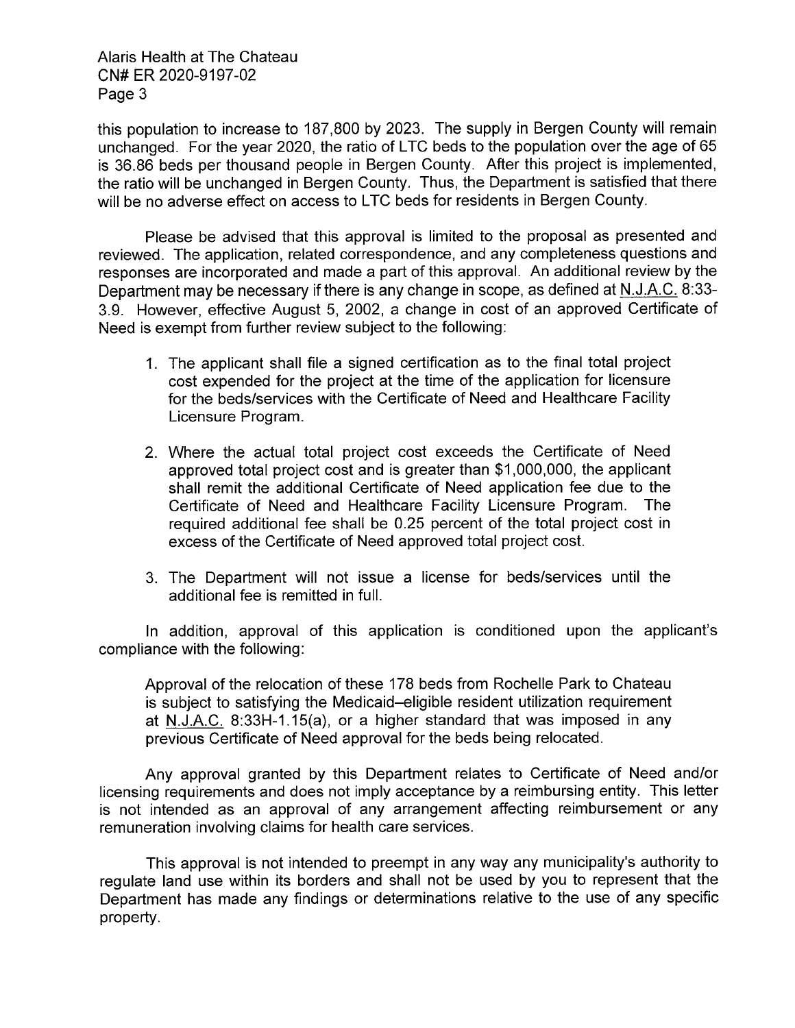this population to increase to 187,800 by 2023. The supply in Bergen County will remain unchanged. For the year 2020, the ratio of LTC beds to the population over the age of 65 is 36.86 beds per thousand people in Bergen County. After this project is implemented, the ratio will be unchanged in Bergen County. Thus, the Department is satisfied that there will be no adverse effect on access to LTC beds for residents in Bergen County.

Please be advised that this approval is limited to the proposal as presented and reviewed. The application, related correspondence, and any completeness questions and responses are incorporated and made a part of this approval. An additional review by the Department may be necessary if there is any change in scope, as defined at N.J.A.C. 8:33-3.9. However, effective August 5, 2002, a change in cost of an approved Certificate of Need is exempt from further review subject to the following:

1. The applicant shall file a signed certification as to the final total project cost expended for the project at the time of the application for licensure for the beds/services with the Certificate of Need and Healthcare Facility Licensure Program.

2. Where the actual total project cost exceeds the Certificate of Need approved total project cost and is greater than $1,000,000, the applicant shall remit the additional Certificate of Need application fee due to the Certificate of Need and Healthcare Facility Licensure Program. The required additional fee shall be 0.25 percent of the total project cost in excess of the Certificate of Need approved total project cost.

3. The Department will not issue a license for beds/services until the additional fee is remitted in full.

In addition, approval of this application is conditioned upon the applicant's compliance with the following:

> Approval of the relocation of these 178 beds from Rochelle Park to Chateau is subject to satisfying the Medicaid–eligible resident utilization requirement at N.J.A.C. 8:33H-1.15(a), or a higher standard that was imposed in any previous Certificate of Need approval for the beds being relocated.

Any approval granted by this Department relates to Certificate of Need and/or licensing requirements and does not imply acceptance by a reimbursing entity. This letter is not intended as an approval of any arrangement affecting reimbursement or any remuneration involving claims for health care services.

This approval is not intended to preempt in any way any municipality's authority to regulate land use within its borders and shall not be used by you to represent that the Department has made any findings or determinations relative to the use of any specific property.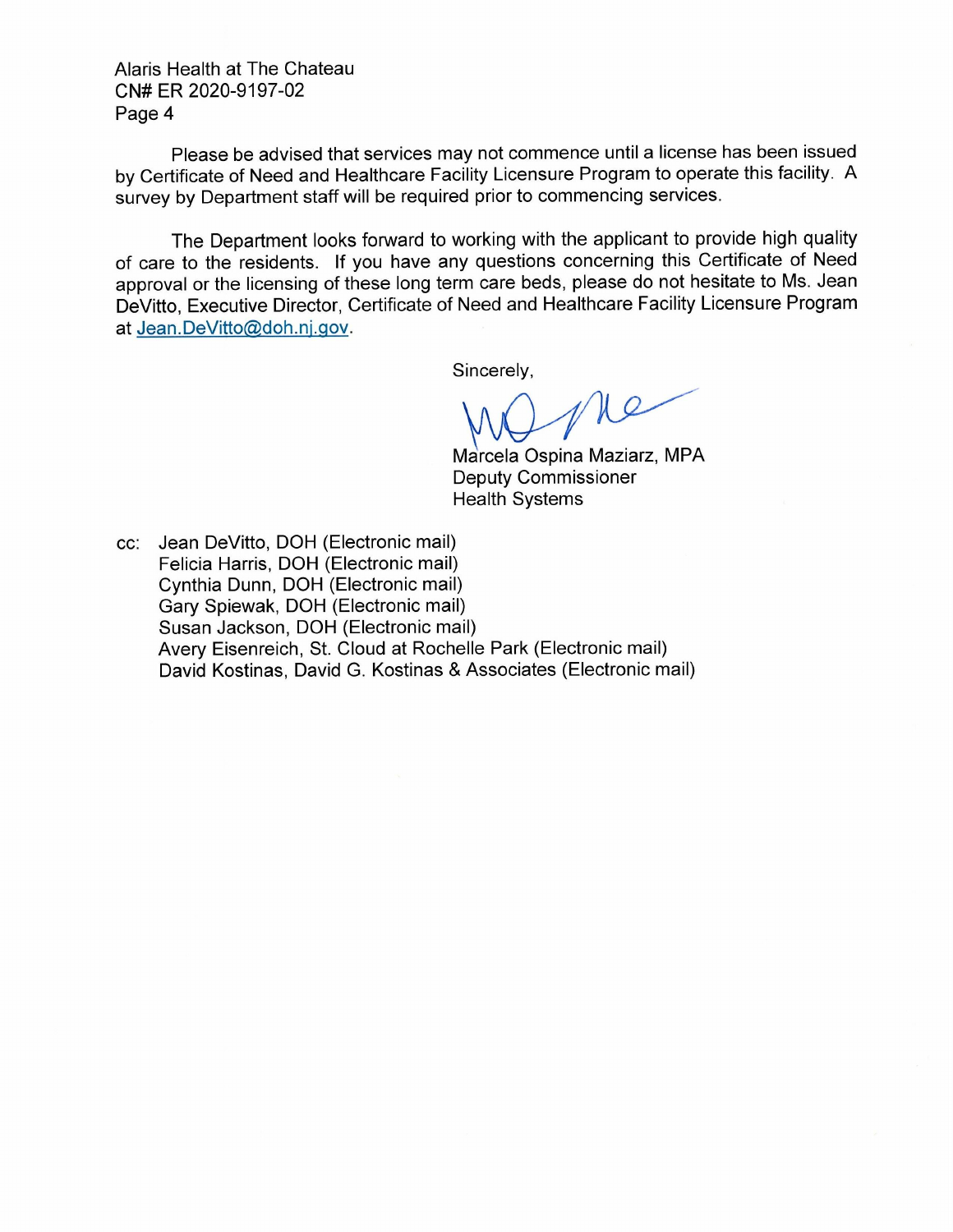Please be advised that services may not commence until a license has been issued by Certificate of Need and Healthcare Facility Licensure Program to operate this facility. A survey by Department staff will be required prior to commencing services.

The Department looks forward to working with the applicant to provide high quality of care to the residents. If you have any questions concerning this Certificate of Need approval or the licensing of these long term care beds, please do not hesitate to Ms. Jean DeVitto, Executive Director, Certificate of Need and Healthcare Facility Licensure Program at Jean.DeVitto@doh.nj.gov.

Sincerely,

Marcela Ospina Maziarz, MPA
Deputy Commissioner
Health Systems

cc: Jean DeVitto, DOH (Electronic mail)
Felicia Harris, DOH (Electronic mail)
Cynthia Dunn, DOH (Electronic mail)
Gary Spiewak, DOH (Electronic mail)
Susan Jackson, DOH (Electronic mail)
Avery Eisenreich, St. Cloud at Rochelle Park (Electronic mail)
David Kostinas, David G. Kostinas & Associates (Electronic mail)